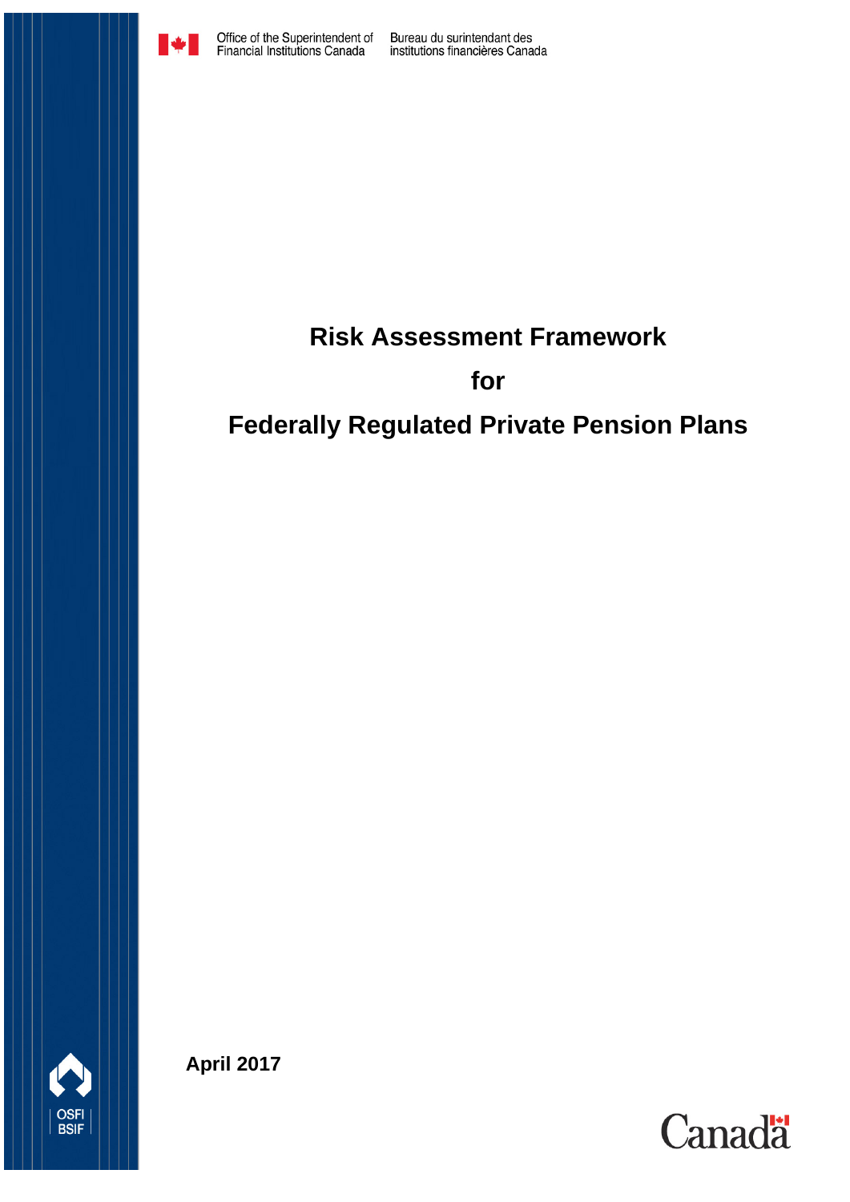Office of the Superintendent of Financial Institutions Canada

Bureau du surintendant des institutions financières Canada

# Risk Assessment Framework for Federally Regulated Private Pension Plans

**April 2017**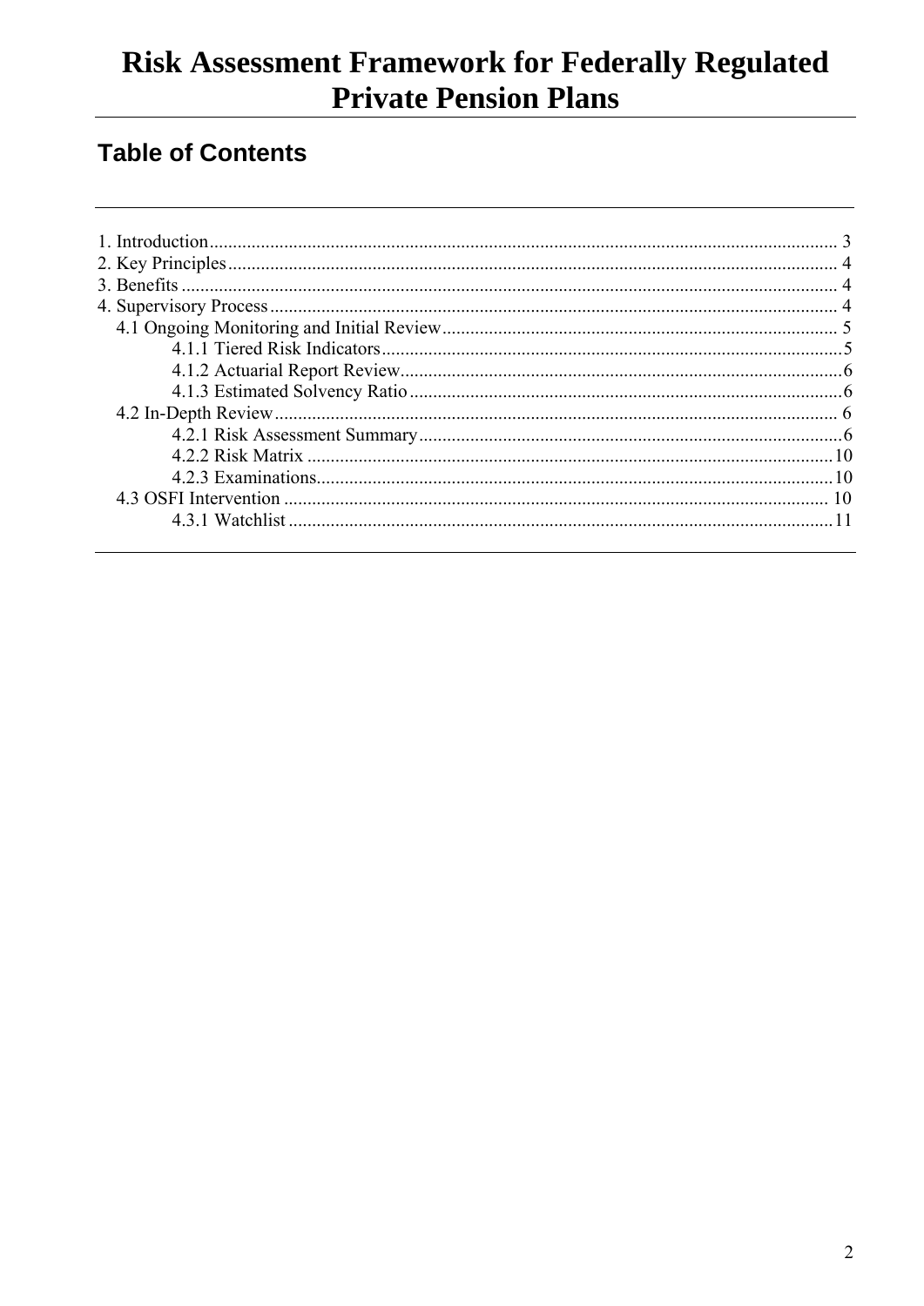# Risk Assessment Framework for Federally Regulated Private Pension Plans

## Table of Contents

1. Introduction ..... 3
2. Key Principles ..... 4
3. Benefits ..... 4
4. Supervisory Process ..... 4
   - 4.1 Ongoing Monitoring and Initial Review ..... 5
     - 4.1.1 Tiered Risk Indicators ..... 5
     - 4.1.2 Actuarial Report Review ..... 6
     - 4.1.3 Estimated Solvency Ratio ..... 6
   - 4.2 In-Depth Review ..... 6
     - 4.2.1 Risk Assessment Summary ..... 6
     - 4.2.2 Risk Matrix ..... 10
     - 4.2.3 Examinations ..... 10
   - 4.3 OSFI Intervention ..... 10
     - 4.3.1 Watchlist ..... 11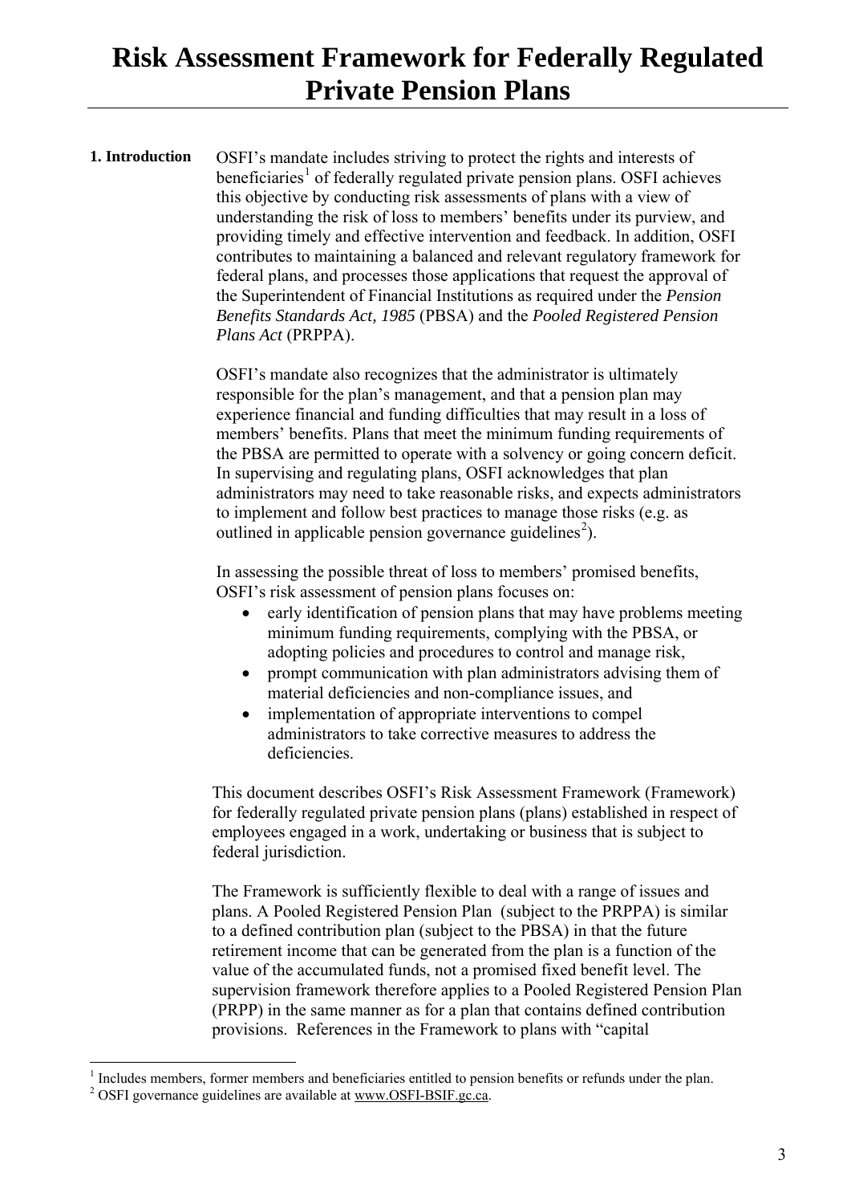# Risk Assessment Framework for Federally Regulated Private Pension Plans

## 1. Introduction

OSFI's mandate includes striving to protect the rights and interests of beneficiaries[1] of federally regulated private pension plans. OSFI achieves this objective by conducting risk assessments of plans with a view of understanding the risk of loss to members' benefits under its purview, and providing timely and effective intervention and feedback. In addition, OSFI contributes to maintaining a balanced and relevant regulatory framework for federal plans, and processes those applications that request the approval of the Superintendent of Financial Institutions as required under the *Pension Benefits Standards Act, 1985* (PBSA) and the *Pooled Registered Pension Plans Act* (PRPPA).

OSFI's mandate also recognizes that the administrator is ultimately responsible for the plan's management, and that a pension plan may experience financial and funding difficulties that may result in a loss of members' benefits. Plans that meet the minimum funding requirements of the PBSA are permitted to operate with a solvency or going concern deficit. In supervising and regulating plans, OSFI acknowledges that plan administrators may need to take reasonable risks, and expects administrators to implement and follow best practices to manage those risks (e.g. as outlined in applicable pension governance guidelines[2]).

In assessing the possible threat of loss to members' promised benefits, OSFI's risk assessment of pension plans focuses on:

- early identification of pension plans that may have problems meeting minimum funding requirements, complying with the PBSA, or adopting policies and procedures to control and manage risk,
- prompt communication with plan administrators advising them of material deficiencies and non-compliance issues, and
- implementation of appropriate interventions to compel administrators to take corrective measures to address the deficiencies.

This document describes OSFI's Risk Assessment Framework (Framework) for federally regulated private pension plans (plans) established in respect of employees engaged in a work, undertaking or business that is subject to federal jurisdiction.

The Framework is sufficiently flexible to deal with a range of issues and plans. A Pooled Registered Pension Plan (subject to the PRPPA) is similar to a defined contribution plan (subject to the PBSA) in that the future retirement income that can be generated from the plan is a function of the value of the accumulated funds, not a promised fixed benefit level. The supervision framework therefore applies to a Pooled Registered Pension Plan (PRPP) in the same manner as for a plan that contains defined contribution provisions. References in the Framework to plans with "capital

---

[1] Includes members, former members and beneficiaries entitled to pension benefits or refunds under the plan.

[2] OSFI governance guidelines are available at www.OSFI-BSIF.gc.ca.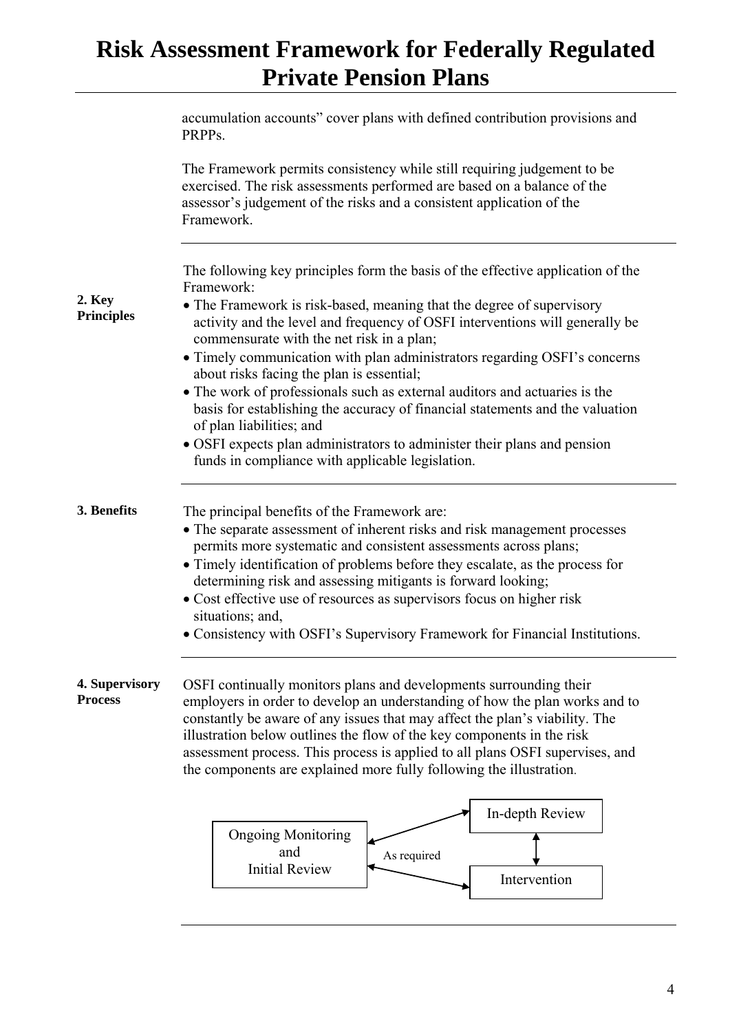accumulation accounts" cover plans with defined contribution provisions and PRPPs.

The Framework permits consistency while still requiring judgement to be exercised. The risk assessments performed are based on a balance of the assessor's judgement of the risks and a consistent application of the Framework.

## 2. Key Principles

The following key principles form the basis of the effective application of the Framework:

- The Framework is risk-based, meaning that the degree of supervisory activity and the level and frequency of OSFI interventions will generally be commensurate with the net risk in a plan;
- Timely communication with plan administrators regarding OSFI's concerns about risks facing the plan is essential;
- The work of professionals such as external auditors and actuaries is the basis for establishing the accuracy of financial statements and the valuation of plan liabilities; and
- OSFI expects plan administrators to administer their plans and pension funds in compliance with applicable legislation.

## 3. Benefits

The principal benefits of the Framework are:

- The separate assessment of inherent risks and risk management processes permits more systematic and consistent assessments across plans;
- Timely identification of problems before they escalate, as the process for determining risk and assessing mitigants is forward looking;
- Cost effective use of resources as supervisors focus on higher risk situations; and,
- Consistency with OSFI's Supervisory Framework for Financial Institutions.

## 4. Supervisory Process

OSFI continually monitors plans and developments surrounding their employers in order to develop an understanding of how the plan works and to constantly be aware of any issues that may affect the plan's viability. The illustration below outlines the flow of the key components in the risk assessment process. This process is applied to all plans OSFI supervises, and the components are explained more fully following the illustration.

Ongoing Monitoring and Initial Review ↔ (As required) ↔ In-depth Review / Intervention

In-depth Review ↔ Intervention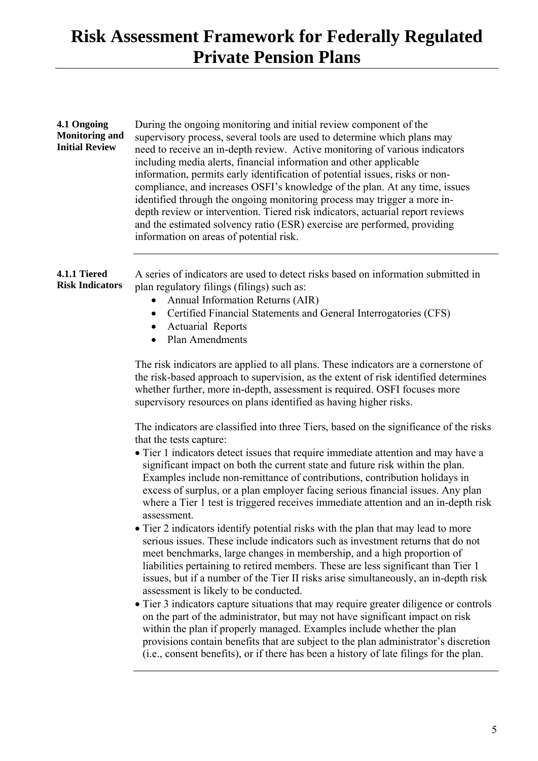## 4.1 Ongoing Monitoring and Initial Review

During the ongoing monitoring and initial review component of the supervisory process, several tools are used to determine which plans may need to receive an in-depth review. Active monitoring of various indicators including media alerts, financial information and other applicable information, permits early identification of potential issues, risks or non-compliance, and increases OSFI's knowledge of the plan. At any time, issues identified through the ongoing monitoring process may trigger a more in-depth review or intervention. Tiered risk indicators, actuarial report reviews and the estimated solvency ratio (ESR) exercise are performed, providing information on areas of potential risk.

### 4.1.1 Tiered Risk Indicators

A series of indicators are used to detect risks based on information submitted in plan regulatory filings (filings) such as:

- Annual Information Returns (AIR)
- Certified Financial Statements and General Interrogatories (CFS)
- Actuarial Reports
- Plan Amendments

The risk indicators are applied to all plans. These indicators are a cornerstone of the risk-based approach to supervision, as the extent of risk identified determines whether further, more in-depth, assessment is required. OSFI focuses more supervisory resources on plans identified as having higher risks.

The indicators are classified into three Tiers, based on the significance of the risks that the tests capture:

- Tier 1 indicators detect issues that require immediate attention and may have a significant impact on both the current state and future risk within the plan. Examples include non-remittance of contributions, contribution holidays in excess of surplus, or a plan employer facing serious financial issues. Any plan where a Tier 1 test is triggered receives immediate attention and an in-depth risk assessment.
- Tier 2 indicators identify potential risks with the plan that may lead to more serious issues. These include indicators such as investment returns that do not meet benchmarks, large changes in membership, and a high proportion of liabilities pertaining to retired members. These are less significant than Tier 1 issues, but if a number of the Tier II risks arise simultaneously, an in-depth risk assessment is likely to be conducted.
- Tier 3 indicators capture situations that may require greater diligence or controls on the part of the administrator, but may not have significant impact on risk within the plan if properly managed. Examples include whether the plan provisions contain benefits that are subject to the plan administrator's discretion (i.e., consent benefits), or if there has been a history of late filings for the plan.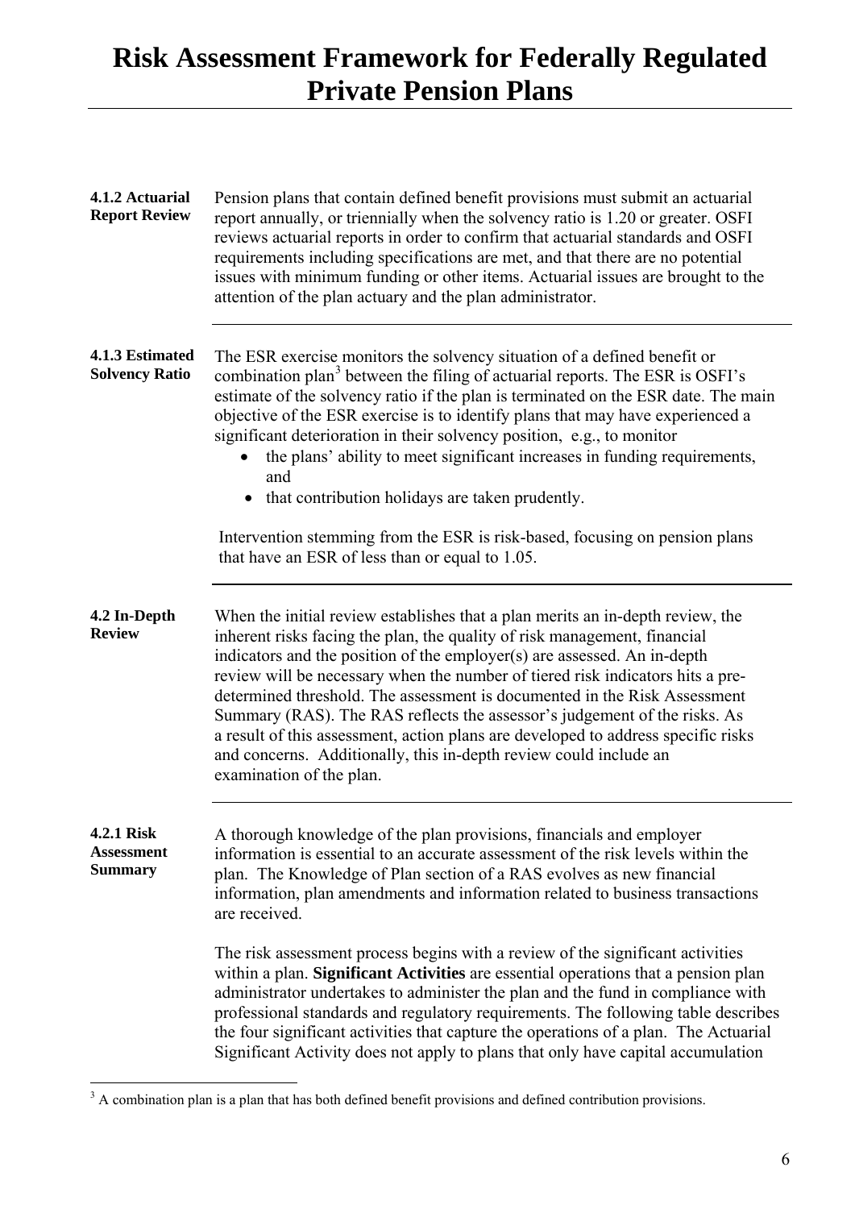#### 4.1.2 Actuarial Report Review

Pension plans that contain defined benefit provisions must submit an actuarial report annually, or triennially when the solvency ratio is 1.20 or greater. OSFI reviews actuarial reports in order to confirm that actuarial standards and OSFI requirements including specifications are met, and that there are no potential issues with minimum funding or other items. Actuarial issues are brought to the attention of the plan actuary and the plan administrator.

#### 4.1.3 Estimated Solvency Ratio

The ESR exercise monitors the solvency situation of a defined benefit or combination plan[3] between the filing of actuarial reports. The ESR is OSFI's estimate of the solvency ratio if the plan is terminated on the ESR date. The main objective of the ESR exercise is to identify plans that may have experienced a significant deterioration in their solvency position, e.g., to monitor

- the plans' ability to meet significant increases in funding requirements, and
- that contribution holidays are taken prudently.

Intervention stemming from the ESR is risk-based, focusing on pension plans that have an ESR of less than or equal to 1.05.

### 4.2 In-Depth Review

When the initial review establishes that a plan merits an in-depth review, the inherent risks facing the plan, the quality of risk management, financial indicators and the position of the employer(s) are assessed. An in-depth review will be necessary when the number of tiered risk indicators hits a pre-determined threshold. The assessment is documented in the Risk Assessment Summary (RAS). The RAS reflects the assessor's judgement of the risks. As a result of this assessment, action plans are developed to address specific risks and concerns. Additionally, this in-depth review could include an examination of the plan.

#### 4.2.1 Risk Assessment Summary

A thorough knowledge of the plan provisions, financials and employer information is essential to an accurate assessment of the risk levels within the plan. The Knowledge of Plan section of a RAS evolves as new financial information, plan amendments and information related to business transactions are received.

The risk assessment process begins with a review of the significant activities within a plan. **Significant Activities** are essential operations that a pension plan administrator undertakes to administer the plan and the fund in compliance with professional standards and regulatory requirements. The following table describes the four significant activities that capture the operations of a plan. The Actuarial Significant Activity does not apply to plans that only have capital accumulation

[3] A combination plan is a plan that has both defined benefit provisions and defined contribution provisions.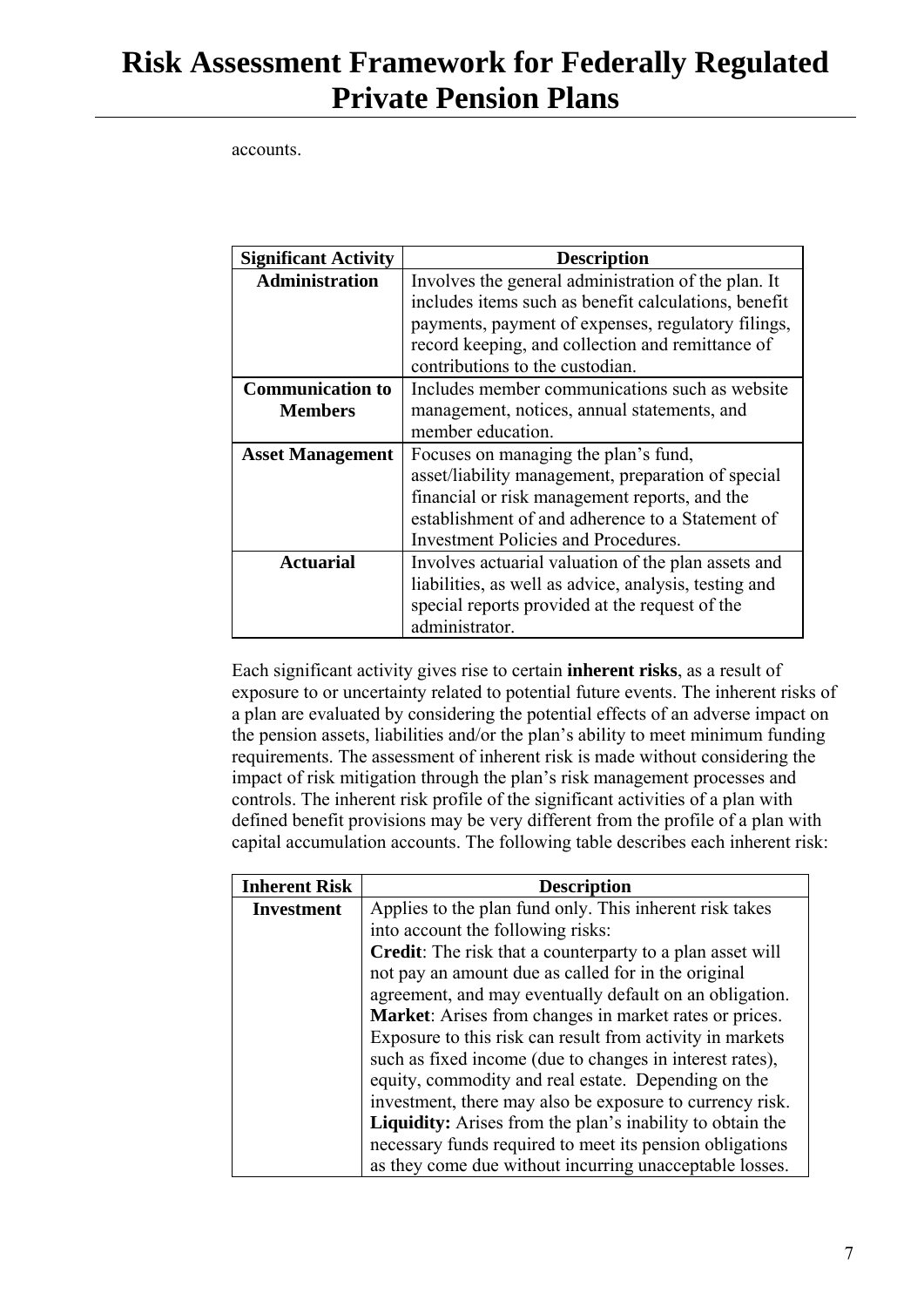accounts.

| Significant Activity | Description |
|---|---|
| **Administration** | Involves the general administration of the plan. It includes items such as benefit calculations, benefit payments, payment of expenses, regulatory filings, record keeping, and collection and remittance of contributions to the custodian. |
| **Communication to Members** | Includes member communications such as website management, notices, annual statements, and member education. |
| **Asset Management** | Focuses on managing the plan's fund, asset/liability management, preparation of special financial or risk management reports, and the establishment of and adherence to a Statement of Investment Policies and Procedures. |
| **Actuarial** | Involves actuarial valuation of the plan assets and liabilities, as well as advice, analysis, testing and special reports provided at the request of the administrator. |

Each significant activity gives rise to certain **inherent risks**, as a result of exposure to or uncertainty related to potential future events. The inherent risks of a plan are evaluated by considering the potential effects of an adverse impact on the pension assets, liabilities and/or the plan's ability to meet minimum funding requirements. The assessment of inherent risk is made without considering the impact of risk mitigation through the plan's risk management processes and controls. The inherent risk profile of the significant activities of a plan with defined benefit provisions may be very different from the profile of a plan with capital accumulation accounts. The following table describes each inherent risk:

| Inherent Risk | Description |
|---|---|
| **Investment** | Applies to the plan fund only. This inherent risk takes into account the following risks:<br>**Credit**: The risk that a counterparty to a plan asset will not pay an amount due as called for in the original agreement, and may eventually default on an obligation.<br>**Market**: Arises from changes in market rates or prices. Exposure to this risk can result from activity in markets such as fixed income (due to changes in interest rates), equity, commodity and real estate. Depending on the investment, there may also be exposure to currency risk.<br>**Liquidity:** Arises from the plan's inability to obtain the necessary funds required to meet its pension obligations as they come due without incurring unacceptable losses. |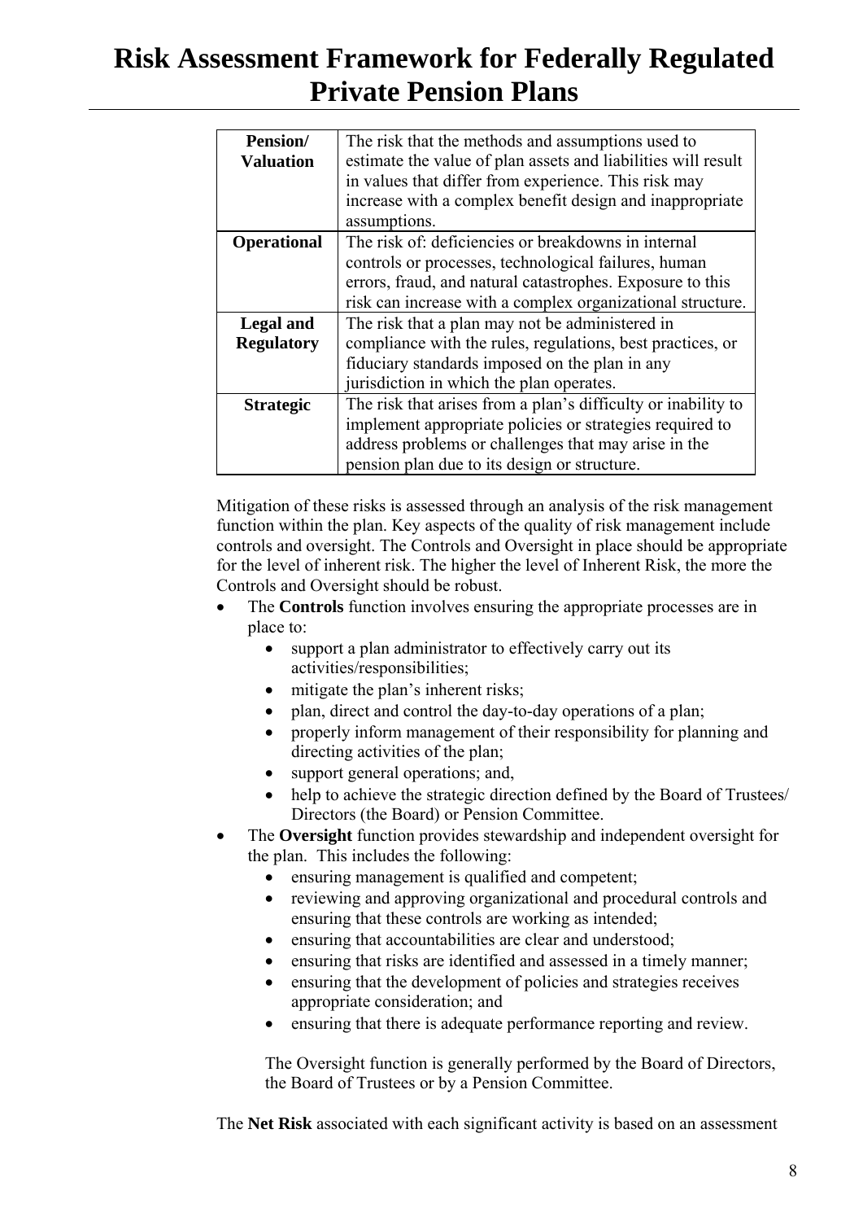| | |
|---|---|
| **Pension/ Valuation** | The risk that the methods and assumptions used to estimate the value of plan assets and liabilities will result in values that differ from experience. This risk may increase with a complex benefit design and inappropriate assumptions. |
| **Operational** | The risk of: deficiencies or breakdowns in internal controls or processes, technological failures, human errors, fraud, and natural catastrophes. Exposure to this risk can increase with a complex organizational structure. |
| **Legal and Regulatory** | The risk that a plan may not be administered in compliance with the rules, regulations, best practices, or fiduciary standards imposed on the plan in any jurisdiction in which the plan operates. |
| **Strategic** | The risk that arises from a plan's difficulty or inability to implement appropriate policies or strategies required to address problems or challenges that may arise in the pension plan due to its design or structure. |

Mitigation of these risks is assessed through an analysis of the risk management function within the plan. Key aspects of the quality of risk management include controls and oversight. The Controls and Oversight in place should be appropriate for the level of inherent risk. The higher the level of Inherent Risk, the more the Controls and Oversight should be robust.

- The **Controls** function involves ensuring the appropriate processes are in place to:
  - support a plan administrator to effectively carry out its activities/responsibilities;
  - mitigate the plan's inherent risks;
  - plan, direct and control the day-to-day operations of a plan;
  - properly inform management of their responsibility for planning and directing activities of the plan;
  - support general operations; and,
  - help to achieve the strategic direction defined by the Board of Trustees/ Directors (the Board) or Pension Committee.
- The **Oversight** function provides stewardship and independent oversight for the plan. This includes the following:
  - ensuring management is qualified and competent;
  - reviewing and approving organizational and procedural controls and ensuring that these controls are working as intended;
  - ensuring that accountabilities are clear and understood;
  - ensuring that risks are identified and assessed in a timely manner;
  - ensuring that the development of policies and strategies receives appropriate consideration; and
  - ensuring that there is adequate performance reporting and review.

  The Oversight function is generally performed by the Board of Directors, the Board of Trustees or by a Pension Committee.

The **Net Risk** associated with each significant activity is based on an assessment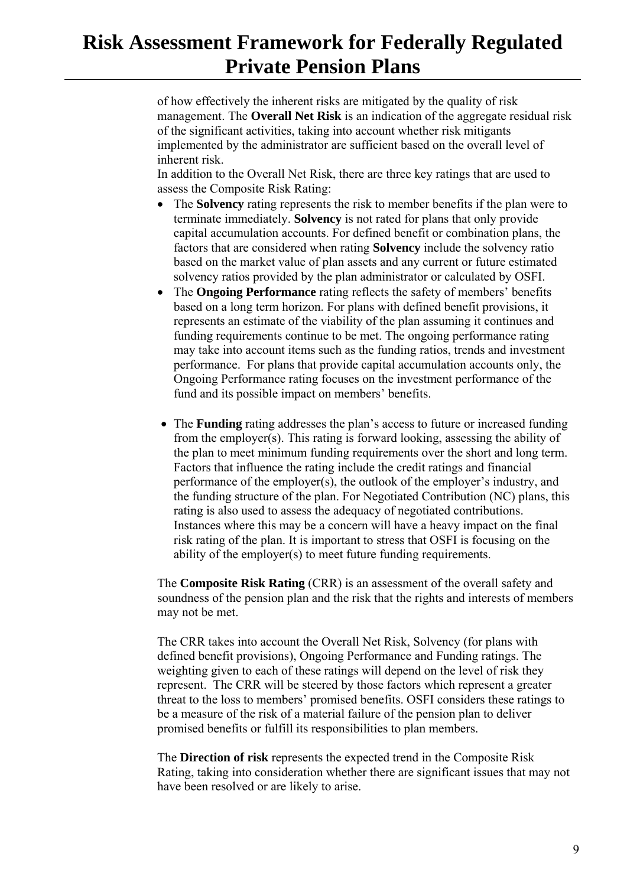of how effectively the inherent risks are mitigated by the quality of risk management. The **Overall Net Risk** is an indication of the aggregate residual risk of the significant activities, taking into account whether risk mitigants implemented by the administrator are sufficient based on the overall level of inherent risk.

In addition to the Overall Net Risk, there are three key ratings that are used to assess the Composite Risk Rating:

- The **Solvency** rating represents the risk to member benefits if the plan were to terminate immediately. **Solvency** is not rated for plans that only provide capital accumulation accounts. For defined benefit or combination plans, the factors that are considered when rating **Solvency** include the solvency ratio based on the market value of plan assets and any current or future estimated solvency ratios provided by the plan administrator or calculated by OSFI.
- The **Ongoing Performance** rating reflects the safety of members' benefits based on a long term horizon. For plans with defined benefit provisions, it represents an estimate of the viability of the plan assuming it continues and funding requirements continue to be met. The ongoing performance rating may take into account items such as the funding ratios, trends and investment performance. For plans that provide capital accumulation accounts only, the Ongoing Performance rating focuses on the investment performance of the fund and its possible impact on members' benefits.
- The **Funding** rating addresses the plan's access to future or increased funding from the employer(s). This rating is forward looking, assessing the ability of the plan to meet minimum funding requirements over the short and long term. Factors that influence the rating include the credit ratings and financial performance of the employer(s), the outlook of the employer's industry, and the funding structure of the plan. For Negotiated Contribution (NC) plans, this rating is also used to assess the adequacy of negotiated contributions. Instances where this may be a concern will have a heavy impact on the final risk rating of the plan. It is important to stress that OSFI is focusing on the ability of the employer(s) to meet future funding requirements.

The **Composite Risk Rating** (CRR) is an assessment of the overall safety and soundness of the pension plan and the risk that the rights and interests of members may not be met.

The CRR takes into account the Overall Net Risk, Solvency (for plans with defined benefit provisions), Ongoing Performance and Funding ratings. The weighting given to each of these ratings will depend on the level of risk they represent. The CRR will be steered by those factors which represent a greater threat to the loss to members' promised benefits. OSFI considers these ratings to be a measure of the risk of a material failure of the pension plan to deliver promised benefits or fulfill its responsibilities to plan members.

The **Direction of risk** represents the expected trend in the Composite Risk Rating, taking into consideration whether there are significant issues that may not have been resolved or are likely to arise.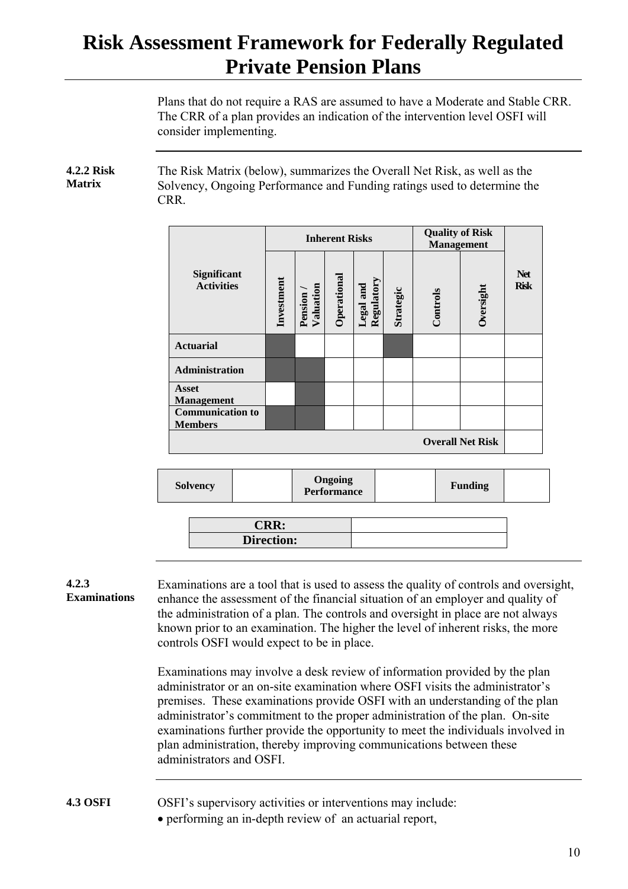Plans that do not require a RAS are assumed to have a Moderate and Stable CRR. The CRR of a plan provides an indication of the intervention level OSFI will consider implementing.

**4.2.2 Risk Matrix**

The Risk Matrix (below), summarizes the Overall Net Risk, as well as the Solvency, Ongoing Performance and Funding ratings used to determine the CRR.

| Significant Activities | Inherent Risks | | | | | Quality of Risk Management | | Net Risk |
|---|---|---|---|---|---|---|---|---|
| | Investment | Pension / Valuation | Operational | Legal and Regulatory | Strategic | Controls | Oversight | |
| **Actuarial** | ■ | | | | ■ | | | |
| **Administration** | ■ | ■ | | | | | | |
| **Asset Management** | | ■ | | | | | | |
| **Communication to Members** | ■ | ■ | | | | | | |
| **Overall Net Risk** | | | | | | | | |

| Solvency | | Ongoing Performance | | Funding | |
|---|---|---|---|---|---|

| **CRR:** | |
|---|---|
| **Direction:** | |

**4.2.3 Examinations**

Examinations are a tool that is used to assess the quality of controls and oversight, enhance the assessment of the financial situation of an employer and quality of the administration of a plan. The controls and oversight in place are not always known prior to an examination. The higher the level of inherent risks, the more controls OSFI would expect to be in place.

Examinations may involve a desk review of information provided by the plan administrator or an on-site examination where OSFI visits the administrator's premises. These examinations provide OSFI with an understanding of the plan administrator's commitment to the proper administration of the plan. On-site examinations further provide the opportunity to meet the individuals involved in plan administration, thereby improving communications between these administrators and OSFI.

**4.3 OSFI**

OSFI's supervisory activities or interventions may include:

- performing an in-depth review of an actuarial report,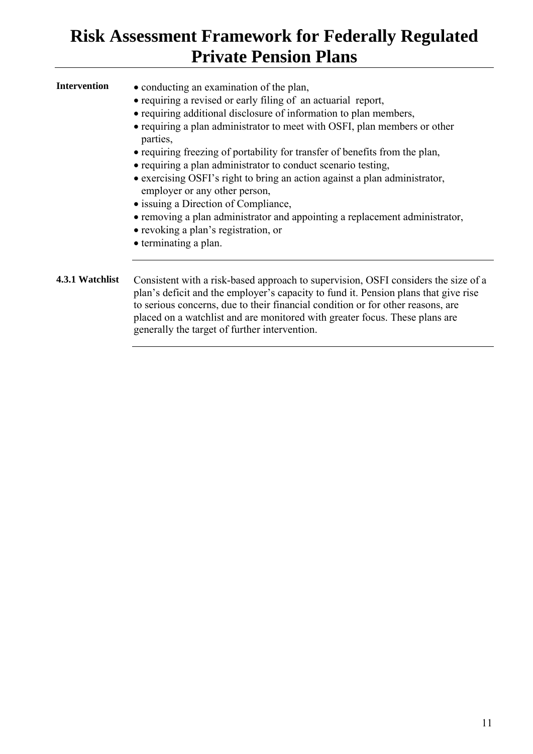**Intervention**

- conducting an examination of the plan,
- requiring a revised or early filing of an actuarial report,
- requiring additional disclosure of information to plan members,
- requiring a plan administrator to meet with OSFI, plan members or other parties,
- requiring freezing of portability for transfer of benefits from the plan,
- requiring a plan administrator to conduct scenario testing,
- exercising OSFI's right to bring an action against a plan administrator, employer or any other person,
- issuing a Direction of Compliance,
- removing a plan administrator and appointing a replacement administrator,
- revoking a plan's registration, or
- terminating a plan.

### 4.3.1 Watchlist

Consistent with a risk-based approach to supervision, OSFI considers the size of a plan's deficit and the employer's capacity to fund it. Pension plans that give rise to serious concerns, due to their financial condition or for other reasons, are placed on a watchlist and are monitored with greater focus. These plans are generally the target of further intervention.